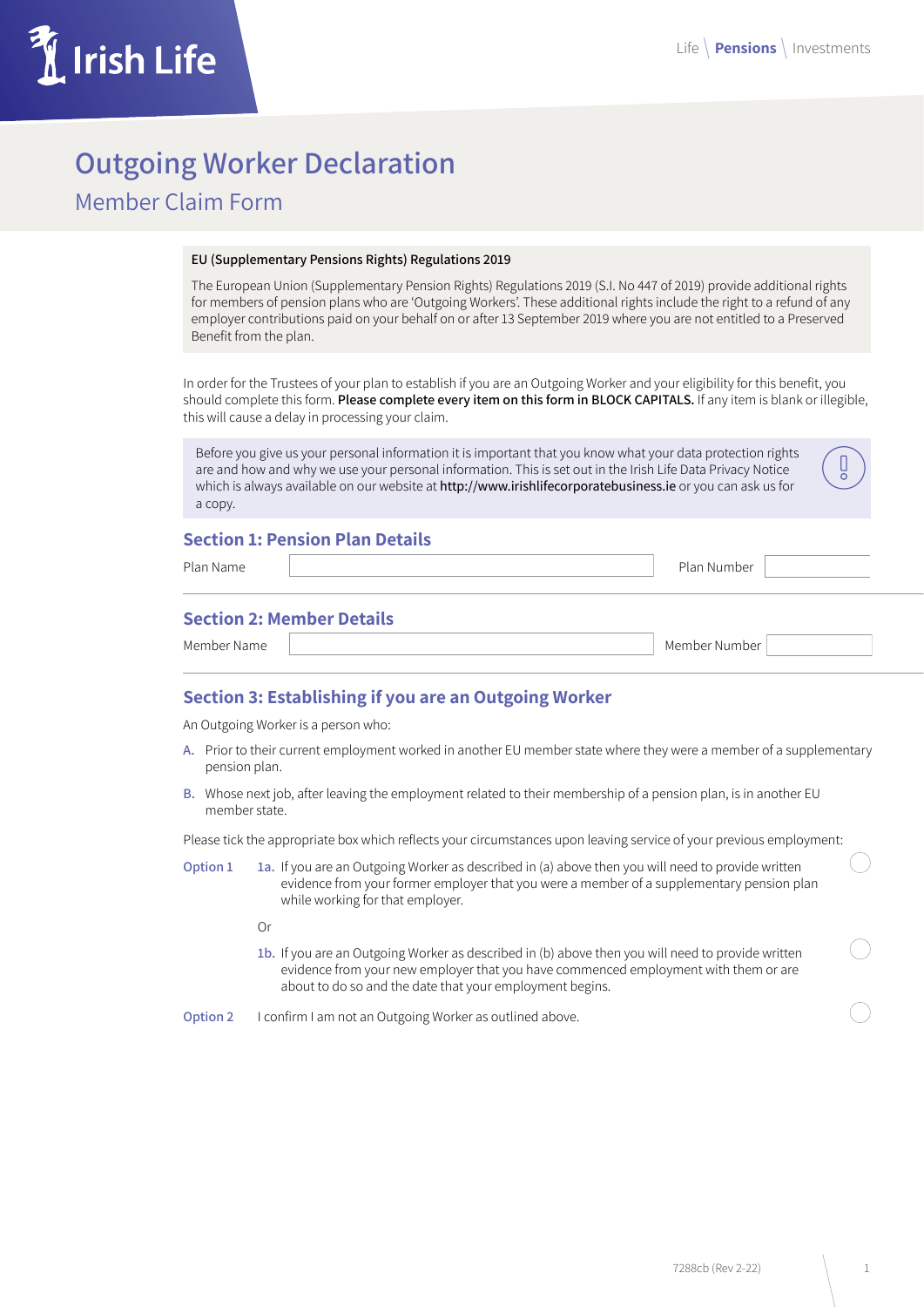Irish Life

Life | **Pensions** | Investments

# Outgoing Worker Declaration

## Member Claim Form

**EU (Supplementary Pensions Rights) Regulations 2019**

The European Union (Supplementary Pension Rights) Regulations 2019 (S.I. No 447 of 2019) provide additional rights for members of pension plans who are 'Outgoing Workers'. These additional rights include the right to a refund of any employer contributions paid on your behalf on or after 13 September 2019 where you are not entitled to a Preserved Benefit from the plan.

In order for the Trustees of your plan to establish if you are an Outgoing Worker and your eligibility for this benefit, you should complete this form. **Please complete every item on this form in BLOCK CAPITALS.** If any item is blank or illegible, this will cause a delay in processing your claim.

Before you give us your personal information it is important that you know what your data protection rights are and how and why we use your personal information. This is set out in the Irish Life Data Privacy Notice which is always available on our website at **http://www.irishlifecorporatebusiness.ie** or you can ask us for a copy.

### Section 1: Pension Plan Details

Plan Name ____________________ Plan Number ____________

### Section 2: Member Details

Member Name ____________________ Member Number ____________

### Section 3: Establishing if you are an Outgoing Worker

An Outgoing Worker is a person who:

A. Prior to their current employment worked in another EU member state where they were a member of a supplementary pension plan.

B. Whose next job, after leaving the employment related to their membership of a pension plan, is in another EU member state.

Please tick the appropriate box which reflects your circumstances upon leaving service of your previous employment:

**Option 1**

1a. If you are an Outgoing Worker as described in (a) above then you will need to provide written evidence from your former employer that you were a member of a supplementary pension plan while working for that employer. ◯

Or

1b. If you are an Outgoing Worker as described in (b) above then you will need to provide written evidence from your new employer that you have commenced employment with them or are about to do so and the date that your employment begins. ◯

**Option 2**

I confirm I am not an Outgoing Worker as outlined above. ◯

7288cb (Rev 2-22)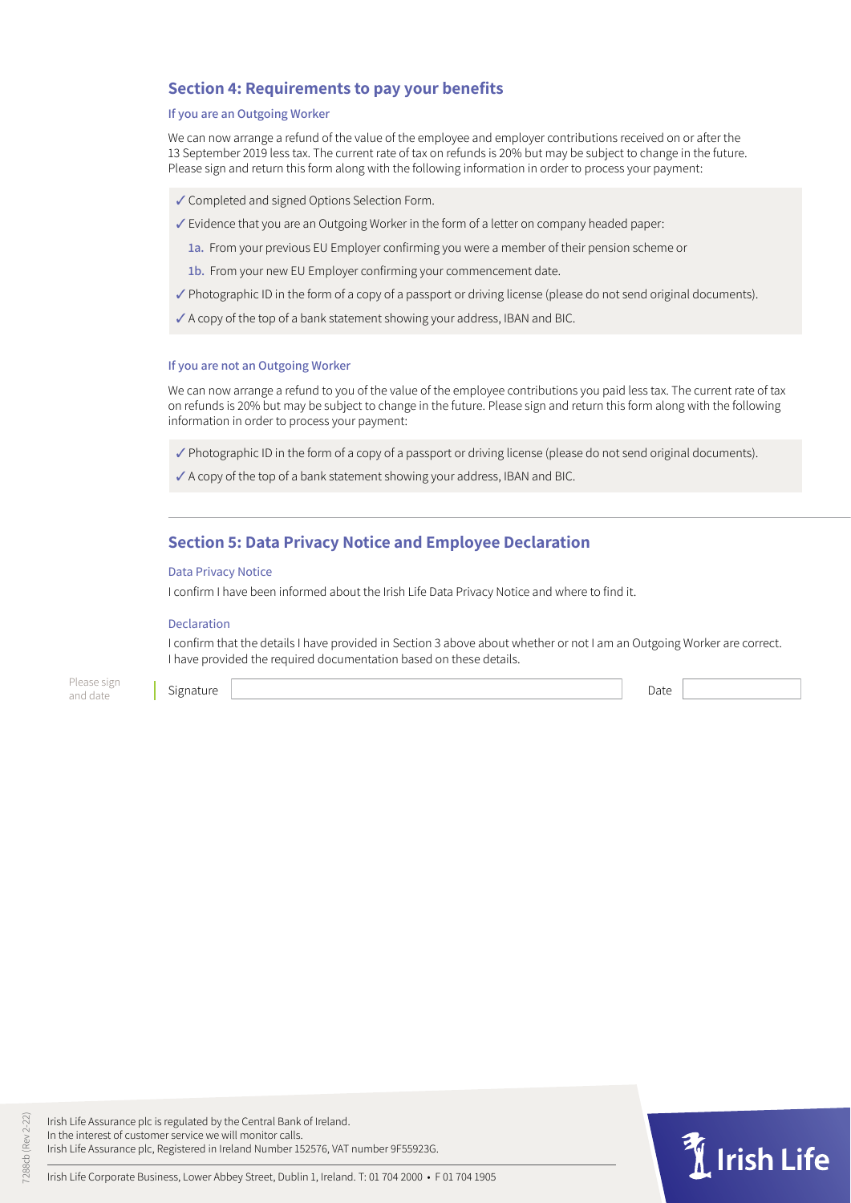## Section 4: Requirements to pay your benefits

### If you are an Outgoing Worker

We can now arrange a refund of the value of the employee and employer contributions received on or after the 13 September 2019 less tax. The current rate of tax on refunds is 20% but may be subject to change in the future. Please sign and return this form along with the following information in order to process your payment:

- ✓ Completed and signed Options Selection Form.
- ✓ Evidence that you are an Outgoing Worker in the form of a letter on company headed paper:
  - **1a.** From your previous EU Employer confirming you were a member of their pension scheme or
  - **1b.** From your new EU Employer confirming your commencement date.
- ✓ Photographic ID in the form of a copy of a passport or driving license (please do not send original documents).
- ✓ A copy of the top of a bank statement showing your address, IBAN and BIC.

### If you are not an Outgoing Worker

We can now arrange a refund to you of the value of the employee contributions you paid less tax. The current rate of tax on refunds is 20% but may be subject to change in the future. Please sign and return this form along with the following information in order to process your payment:

- ✓ Photographic ID in the form of a copy of a passport or driving license (please do not send original documents).
- ✓ A copy of the top of a bank statement showing your address, IBAN and BIC.

## Section 5: Data Privacy Notice and Employee Declaration

### Data Privacy Notice

I confirm I have been informed about the Irish Life Data Privacy Notice and where to find it.

### Declaration

I confirm that the details I have provided in Section 3 above about whether or not I am an Outgoing Worker are correct. I have provided the required documentation based on these details.

Please sign and date

Signature ______________________ Date __________

7288cb (Rev 2-22)

Irish Life Assurance plc is regulated by the Central Bank of Ireland.
In the interest of customer service we will monitor calls.
Irish Life Assurance plc, Registered in Ireland Number 152576, VAT number 9F55923G.

Irish Life Corporate Business, Lower Abbey Street, Dublin 1, Ireland. T: 01 704 2000 • F 01 704 1905

Irish Life